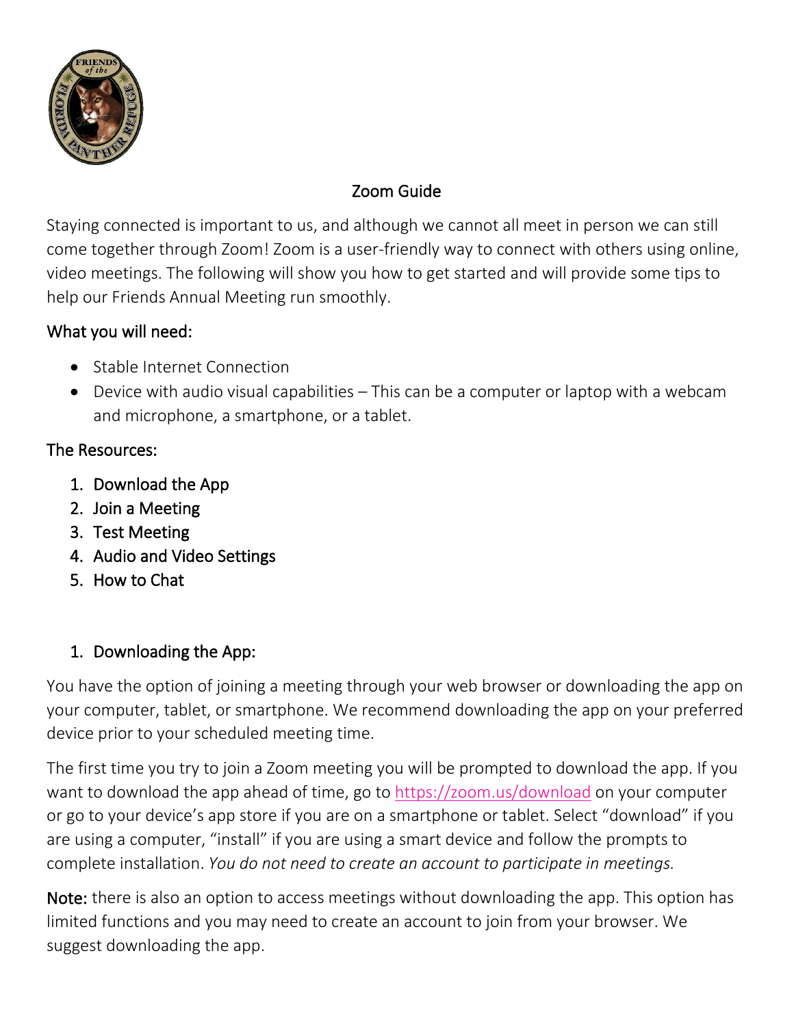# Zoom Guide

Staying connected is important to us, and although we cannot all meet in person we can still come together through Zoom! Zoom is a user-friendly way to connect with others using online, video meetings. The following will show you how to get started and will provide some tips to help our Friends Annual Meeting run smoothly.

## What you will need:

- Stable Internet Connection
- Device with audio visual capabilities – This can be a computer or laptop with a webcam and microphone, a smartphone, or a tablet.

## The Resources:

1. Download the App
2. Join a Meeting
3. Test Meeting
4. Audio and Video Settings
5. How to Chat

## 1. Downloading the App:

You have the option of joining a meeting through your web browser or downloading the app on your computer, tablet, or smartphone. We recommend downloading the app on your preferred device prior to your scheduled meeting time.

The first time you try to join a Zoom meeting you will be prompted to download the app. If you want to download the app ahead of time, go to https://zoom.us/download on your computer or go to your device's app store if you are on a smartphone or tablet. Select "download" if you are using a computer, "install" if you are using a smart device and follow the prompts to complete installation. *You do not need to create an account to participate in meetings.*

**Note:** there is also an option to access meetings without downloading the app. This option has limited functions and you may need to create an account to join from your browser. We suggest downloading the app.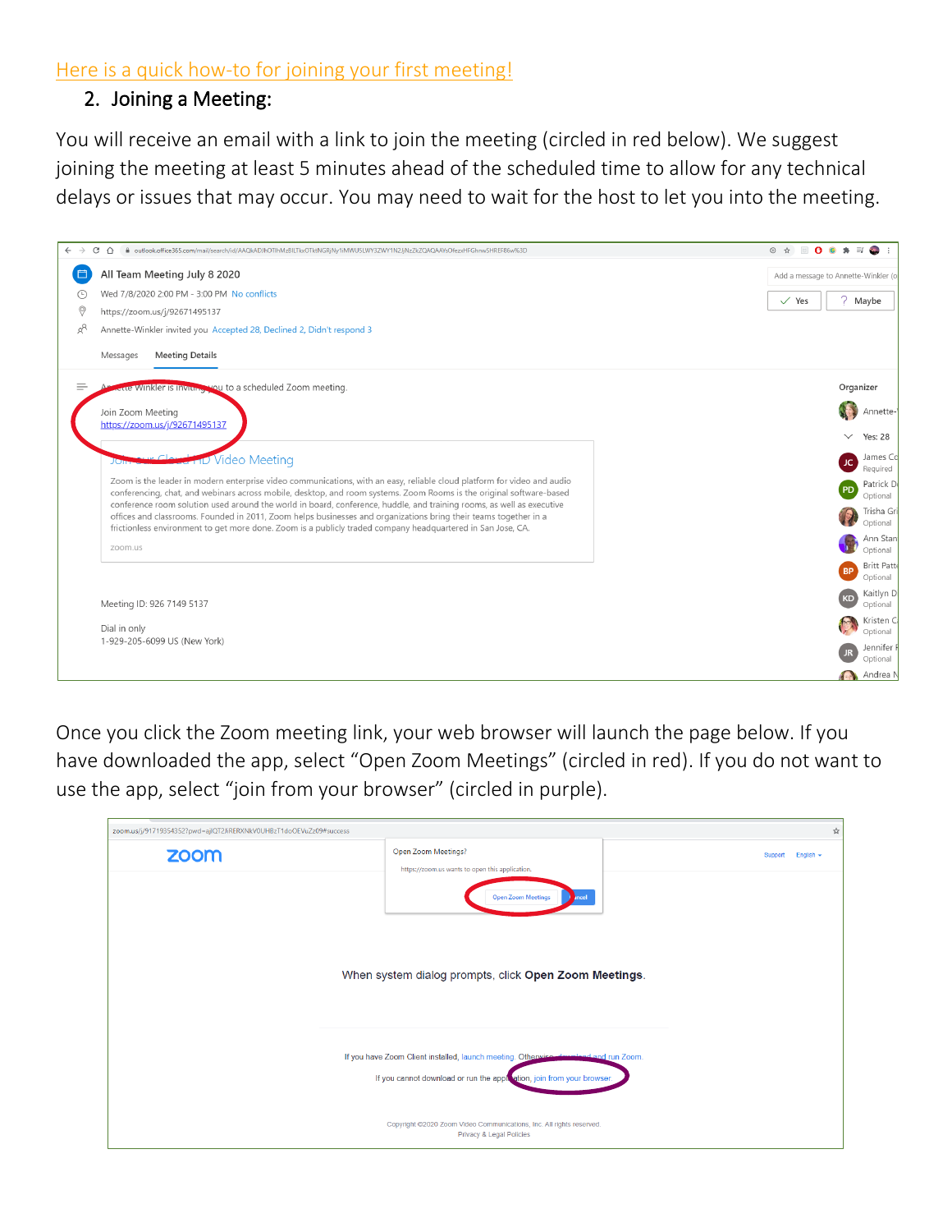[Here is a quick how-to for joining your first meeting!]

## 2. Joining a Meeting:

You will receive an email with a link to join the meeting (circled in red below). We suggest joining the meeting at least 5 minutes ahead of the scheduled time to allow for any technical delays or issues that may occur. You may need to wait for the host to let you into the meeting.

Once you click the Zoom meeting link, your web browser will launch the page below. If you have downloaded the app, select "Open Zoom Meetings" (circled in red). If you do not want to use the app, select "join from your browser" (circled in purple).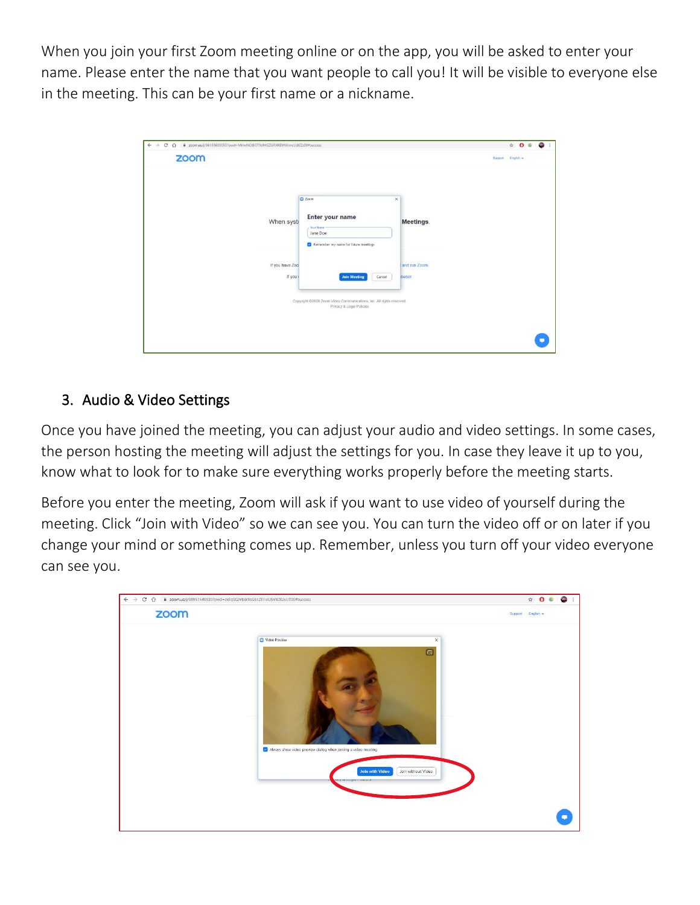When you join your first Zoom meeting online or on the app, you will be asked to enter your name. Please enter the name that you want people to call you! It will be visible to everyone else in the meeting. This can be your first name or a nickname.

## 3. Audio & Video Settings

Once you have joined the meeting, you can adjust your audio and video settings. In some cases, the person hosting the meeting will adjust the settings for you. In case they leave it up to you, know what to look for to make sure everything works properly before the meeting starts.

Before you enter the meeting, Zoom will ask if you want to use video of yourself during the meeting. Click "Join with Video" so we can see you. You can turn the video off or on later if you change your mind or something comes up. Remember, unless you turn off your video everyone can see you.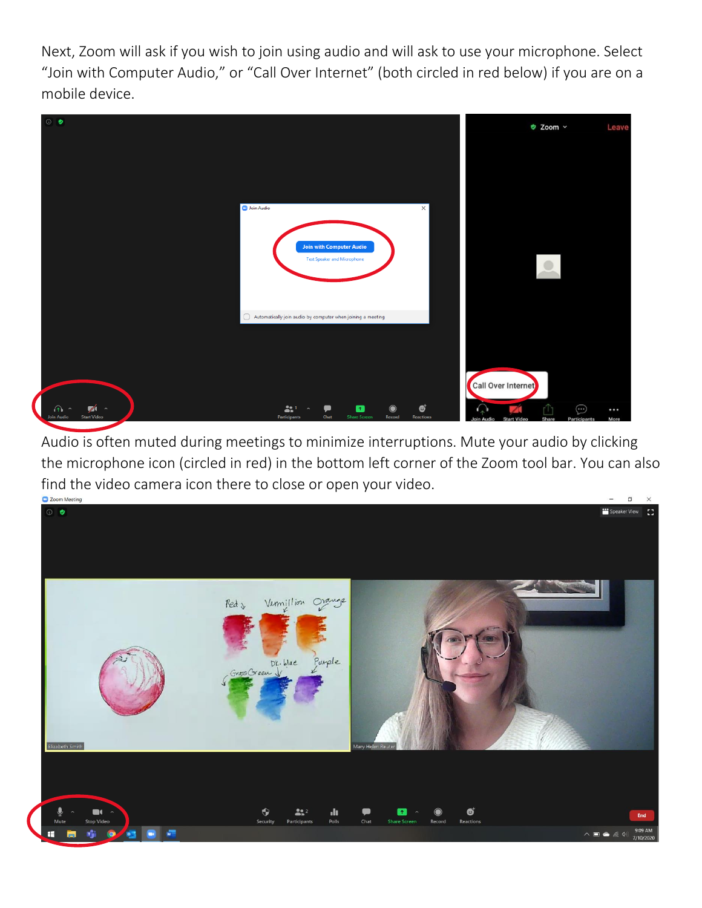Next, Zoom will ask if you wish to join using audio and will ask to use your microphone. Select "Join with Computer Audio," or "Call Over Internet" (both circled in red below) if you are on a mobile device.

Audio is often muted during meetings to minimize interruptions. Mute your audio by clicking the microphone icon (circled in red) in the bottom left corner of the Zoom tool bar. You can also find the video camera icon there to close or open your video.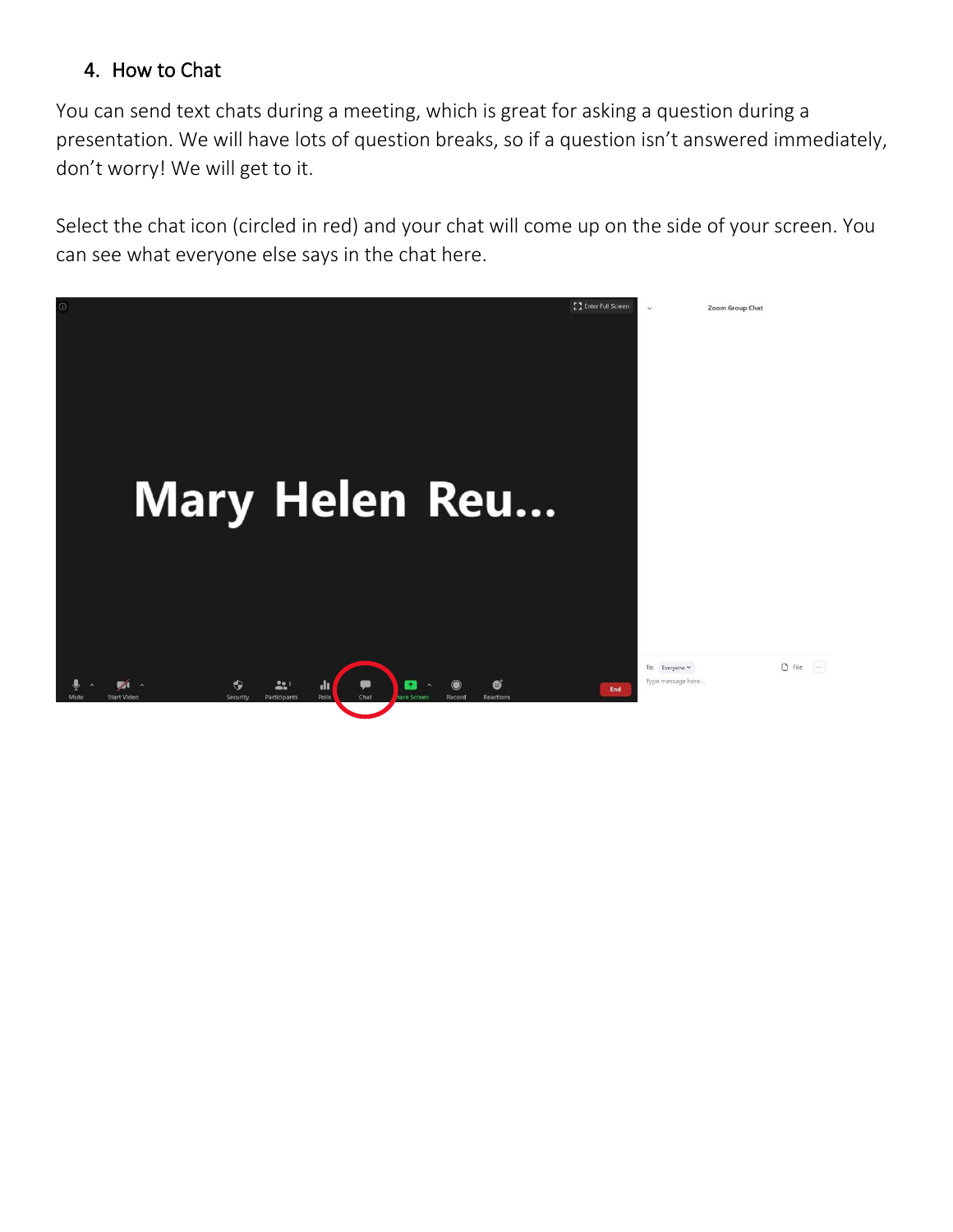4. How to Chat

You can send text chats during a meeting, which is great for asking a question during a presentation. We will have lots of question breaks, so if a question isn't answered immediately, don't worry! We will get to it.

Select the chat icon (circled in red) and your chat will come up on the side of your screen. You can see what everyone else says in the chat here.